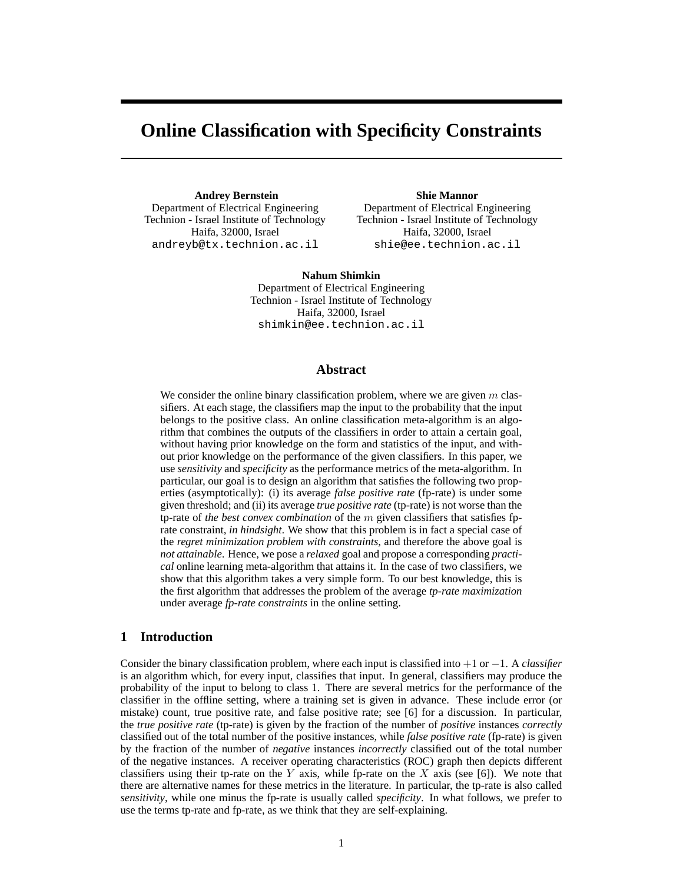# Online Classification with Specificity Constraints

**Andrey Bernstein**
Department of Electrical Engineering
Technion - Israel Institute of Technology
Haifa, 32000, Israel
andreyb@tx.technion.ac.il

**Shie Mannor**
Department of Electrical Engineering
Technion - Israel Institute of Technology
Haifa, 32000, Israel
shie@ee.technion.ac.il

**Nahum Shimkin**
Department of Electrical Engineering
Technion - Israel Institute of Technology
Haifa, 32000, Israel
shimkin@ee.technion.ac.il

## Abstract

We consider the online binary classification problem, where we are given $m$ classifiers. At each stage, the classifiers map the input to the probability that the input belongs to the positive class. An online classification meta-algorithm is an algorithm that combines the outputs of the classifiers in order to attain a certain goal, without having prior knowledge on the form and statistics of the input, and without prior knowledge on the performance of the given classifiers. In this paper, we use *sensitivity* and *specificity* as the performance metrics of the meta-algorithm. In particular, our goal is to design an algorithm that satisfies the following two properties (asymptotically): (i) its average *false positive rate* (fp-rate) is under some given threshold; and (ii) its average *true positive rate* (tp-rate) is not worse than the tp-rate of *the best convex combination* of the $m$ given classifiers that satisfies fp-rate constraint, *in hindsight*. We show that this problem is in fact a special case of the *regret minimization problem with constraints*, and therefore the above goal is *not attainable*. Hence, we pose a *relaxed* goal and propose a corresponding *practical* online learning meta-algorithm that attains it. In the case of two classifiers, we show that this algorithm takes a very simple form. To our best knowledge, this is the first algorithm that addresses the problem of the average *tp-rate maximization* under average *fp-rate constraints* in the online setting.

## 1 Introduction

Consider the binary classification problem, where each input is classified into $+1$ or $-1$. A *classifier* is an algorithm which, for every input, classifies that input. In general, classifiers may produce the probability of the input to belong to class 1. There are several metrics for the performance of the classifier in the offline setting, where a training set is given in advance. These include error (or mistake) count, true positive rate, and false positive rate; see [6] for a discussion. In particular, the *true positive rate* (tp-rate) is given by the fraction of the number of *positive* instances *correctly* classified out of the total number of the positive instances, while *false positive rate* (fp-rate) is given by the fraction of the number of *negative* instances *incorrectly* classified out of the total number of the negative instances. A receiver operating characteristics (ROC) graph then depicts different classifiers using their tp-rate on the $Y$ axis, while fp-rate on the $X$ axis (see [6]). We note that there are alternative names for these metrics in the literature. In particular, the tp-rate is also called *sensitivity*, while one minus the fp-rate is usually called *specificity*. In what follows, we prefer to use the terms tp-rate and fp-rate, as we think that they are self-explaining.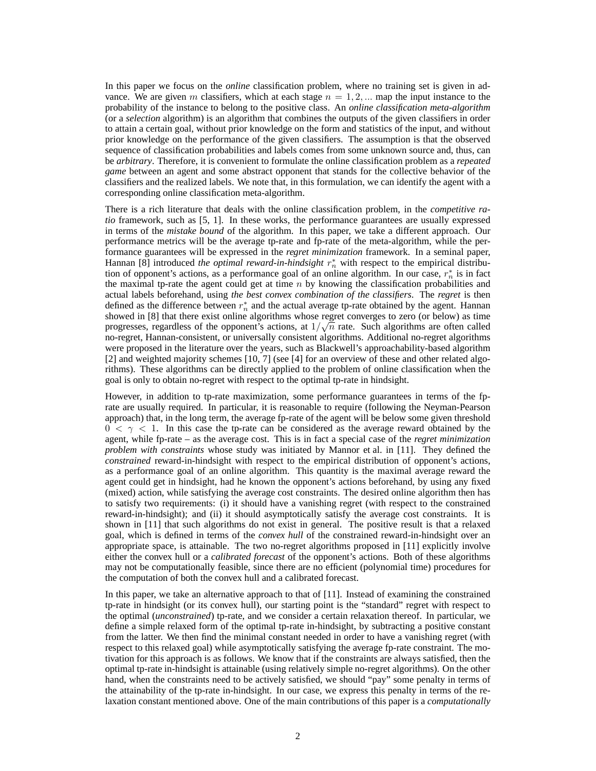In this paper we focus on the *online* classification problem, where no training set is given in advance. We are given $m$ classifiers, which at each stage $n = 1, 2, ...$ map the input instance to the probability of the instance to belong to the positive class. An *online classification meta-algorithm* (or a *selection* algorithm) is an algorithm that combines the outputs of the given classifiers in order to attain a certain goal, without prior knowledge on the form and statistics of the input, and without prior knowledge on the performance of the given classifiers. The assumption is that the observed sequence of classification probabilities and labels comes from some unknown source and, thus, can be *arbitrary*. Therefore, it is convenient to formulate the online classification problem as a *repeated game* between an agent and some abstract opponent that stands for the collective behavior of the classifiers and the realized labels. We note that, in this formulation, we can identify the agent with a corresponding online classification meta-algorithm.

There is a rich literature that deals with the online classification problem, in the *competitive ratio* framework, such as [5, 1]. In these works, the performance guarantees are usually expressed in terms of the *mistake bound* of the algorithm. In this paper, we take a different approach. Our performance metrics will be the average tp-rate and fp-rate of the meta-algorithm, while the performance guarantees will be expressed in the *regret minimization* framework. In a seminal paper, Hannan [8] introduced *the optimal reward-in-hindsight* $r_n^*$ with respect to the empirical distribution of opponent's actions, as a performance goal of an online algorithm. In our case, $r_n^*$ is in fact the maximal tp-rate the agent could get at time $n$ by knowing the classification probabilities and actual labels beforehand, using *the best convex combination of the classifiers*. The *regret* is then defined as the difference between $r_n^*$ and the actual average tp-rate obtained by the agent. Hannan showed in [8] that there exist online algorithms whose regret converges to zero (or below) as time progresses, regardless of the opponent's actions, at $1/\sqrt{n}$ rate. Such algorithms are often called no-regret, Hannan-consistent, or universally consistent algorithms. Additional no-regret algorithms were proposed in the literature over the years, such as Blackwell's approachability-based algorithm [2] and weighted majority schemes [10, 7] (see [4] for an overview of these and other related algorithms). These algorithms can be directly applied to the problem of online classification when the goal is only to obtain no-regret with respect to the optimal tp-rate in hindsight.

However, in addition to tp-rate maximization, some performance guarantees in terms of the fp-rate are usually required. In particular, it is reasonable to require (following the Neyman-Pearson approach) that, in the long term, the average fp-rate of the agent will be below some given threshold $0 < \gamma < 1$. In this case the tp-rate can be considered as the average reward obtained by the agent, while fp-rate – as the average cost. This is in fact a special case of the *regret minimization problem with constraints* whose study was initiated by Mannor et al. in [11]. They defined the *constrained* reward-in-hindsight with respect to the empirical distribution of opponent's actions, as a performance goal of an online algorithm. This quantity is the maximal average reward the agent could get in hindsight, had he known the opponent's actions beforehand, by using any fixed (mixed) action, while satisfying the average cost constraints. The desired online algorithm then has to satisfy two requirements: (i) it should have a vanishing regret (with respect to the constrained reward-in-hindsight); and (ii) it should asymptotically satisfy the average cost constraints. It is shown in [11] that such algorithms do not exist in general. The positive result is that a relaxed goal, which is defined in terms of the *convex hull* of the constrained reward-in-hindsight over an appropriate space, is attainable. The two no-regret algorithms proposed in [11] explicitly involve either the convex hull or a *calibrated forecast* of the opponent's actions. Both of these algorithms may not be computationally feasible, since there are no efficient (polynomial time) procedures for the computation of both the convex hull and a calibrated forecast.

In this paper, we take an alternative approach to that of [11]. Instead of examining the constrained tp-rate in hindsight (or its convex hull), our starting point is the "standard" regret with respect to the optimal (*unconstrained*) tp-rate, and we consider a certain relaxation thereof. In particular, we define a simple relaxed form of the optimal tp-rate in-hindsight, by subtracting a positive constant from the latter. We then find the minimal constant needed in order to have a vanishing regret (with respect to this relaxed goal) while asymptotically satisfying the average fp-rate constraint. The motivation for this approach is as follows. We know that if the constraints are always satisfied, then the optimal tp-rate in-hindsight is attainable (using relatively simple no-regret algorithms). On the other hand, when the constraints need to be actively satisfied, we should "pay" some penalty in terms of the attainability of the tp-rate in-hindsight. In our case, we express this penalty in terms of the relaxation constant mentioned above. One of the main contributions of this paper is a *computationally*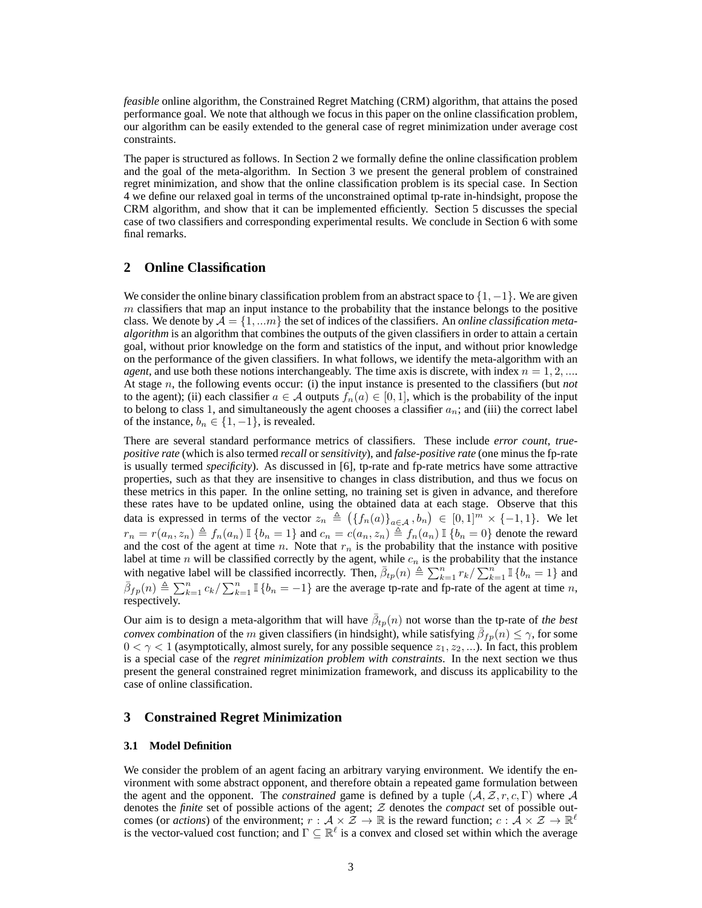*feasible* online algorithm, the Constrained Regret Matching (CRM) algorithm, that attains the posed performance goal. We note that although we focus in this paper on the online classification problem, our algorithm can be easily extended to the general case of regret minimization under average cost constraints.

The paper is structured as follows. In Section 2 we formally define the online classification problem and the goal of the meta-algorithm. In Section 3 we present the general problem of constrained regret minimization, and show that the online classification problem is its special case. In Section 4 we define our relaxed goal in terms of the unconstrained optimal tp-rate in-hindsight, propose the CRM algorithm, and show that it can be implemented efficiently. Section 5 discusses the special case of two classifiers and corresponding experimental results. We conclude in Section 6 with some final remarks.

## 2 Online Classification

We consider the online binary classification problem from an abstract space to $\{1, -1\}$. We are given $m$ classifiers that map an input instance to the probability that the instance belongs to the positive class. We denote by $\mathcal{A} = \{1, ...m\}$ the set of indices of the classifiers. An *online classification meta-algorithm* is an algorithm that combines the outputs of the given classifiers in order to attain a certain goal, without prior knowledge on the form and statistics of the input, and without prior knowledge on the performance of the given classifiers. In what follows, we identify the meta-algorithm with an *agent*, and use both these notions interchangeably. The time axis is discrete, with index $n = 1, 2, ....$ At stage $n$, the following events occur: (i) the input instance is presented to the classifiers (but *not* to the agent); (ii) each classifier $a \in \mathcal{A}$ outputs $f_n(a) \in [0, 1]$, which is the probability of the input to belong to class 1, and simultaneously the agent chooses a classifier $a_n$; and (iii) the correct label of the instance, $b_n \in \{1, -1\}$, is revealed.

There are several standard performance metrics of classifiers. These include *error count*, *true-positive rate* (which is also termed *recall* or *sensitivity*), and *false-positive rate* (one minus the fp-rate is usually termed *specificity*). As discussed in [6], tp-rate and fp-rate metrics have some attractive properties, such as that they are insensitive to changes in class distribution, and thus we focus on these metrics in this paper. In the online setting, no training set is given in advance, and therefore these rates have to be updated online, using the obtained data at each stage. Observe that this data is expressed in terms of the vector $z_n \triangleq \left(\{f_n(a)\}_{a \in \mathcal{A}}, b_n\right) \in [0, 1]^m \times \{-1, 1\}$. We let $r_n = r(a_n, z_n) \triangleq f_n(a_n)\, \mathbb{I}\{b_n = 1\}$ and $c_n = c(a_n, z_n) \triangleq f_n(a_n)\, \mathbb{I}\{b_n = 0\}$ denote the reward and the cost of the agent at time $n$. Note that $r_n$ is the probability that the instance with positive label at time $n$ will be classified correctly by the agent, while $c_n$ is the probability that the instance with negative label will be classified incorrectly. Then, $\bar{\beta}_{tp}(n) \triangleq \sum_{k=1}^{n} r_k / \sum_{k=1}^{n} \mathbb{I}\{b_n = 1\}$ and $\bar{\beta}_{fp}(n) \triangleq \sum_{k=1}^{n} c_k / \sum_{k=1}^{n} \mathbb{I}\{b_n = -1\}$ are the average tp-rate and fp-rate of the agent at time $n$, respectively.

Our aim is to design a meta-algorithm that will have $\bar{\beta}_{tp}(n)$ not worse than the tp-rate of *the best convex combination* of the $m$ given classifiers (in hindsight), while satisfying $\bar{\beta}_{fp}(n) \leq \gamma$, for some $0 < \gamma < 1$ (asymptotically, almost surely, for any possible sequence $z_1, z_2, ...$). In fact, this problem is a special case of the *regret minimization problem with constraints*. In the next section we thus present the general constrained regret minimization framework, and discuss its applicability to the case of online classification.

## 3 Constrained Regret Minimization

### 3.1 Model Definition

We consider the problem of an agent facing an arbitrary varying environment. We identify the environment with some abstract opponent, and therefore obtain a repeated game formulation between the agent and the opponent. The *constrained* game is defined by a tuple $(\mathcal{A}, \mathcal{Z}, r, c, \Gamma)$ where $\mathcal{A}$ denotes the *finite* set of possible actions of the agent; $\mathcal{Z}$ denotes the *compact* set of possible outcomes (or *actions*) of the environment; $r : \mathcal{A} \times \mathcal{Z} \to \mathbb{R}$ is the reward function; $c : \mathcal{A} \times \mathcal{Z} \to \mathbb{R}^{\ell}$ is the vector-valued cost function; and $\Gamma \subseteq \mathbb{R}^{\ell}$ is a convex and closed set within which the average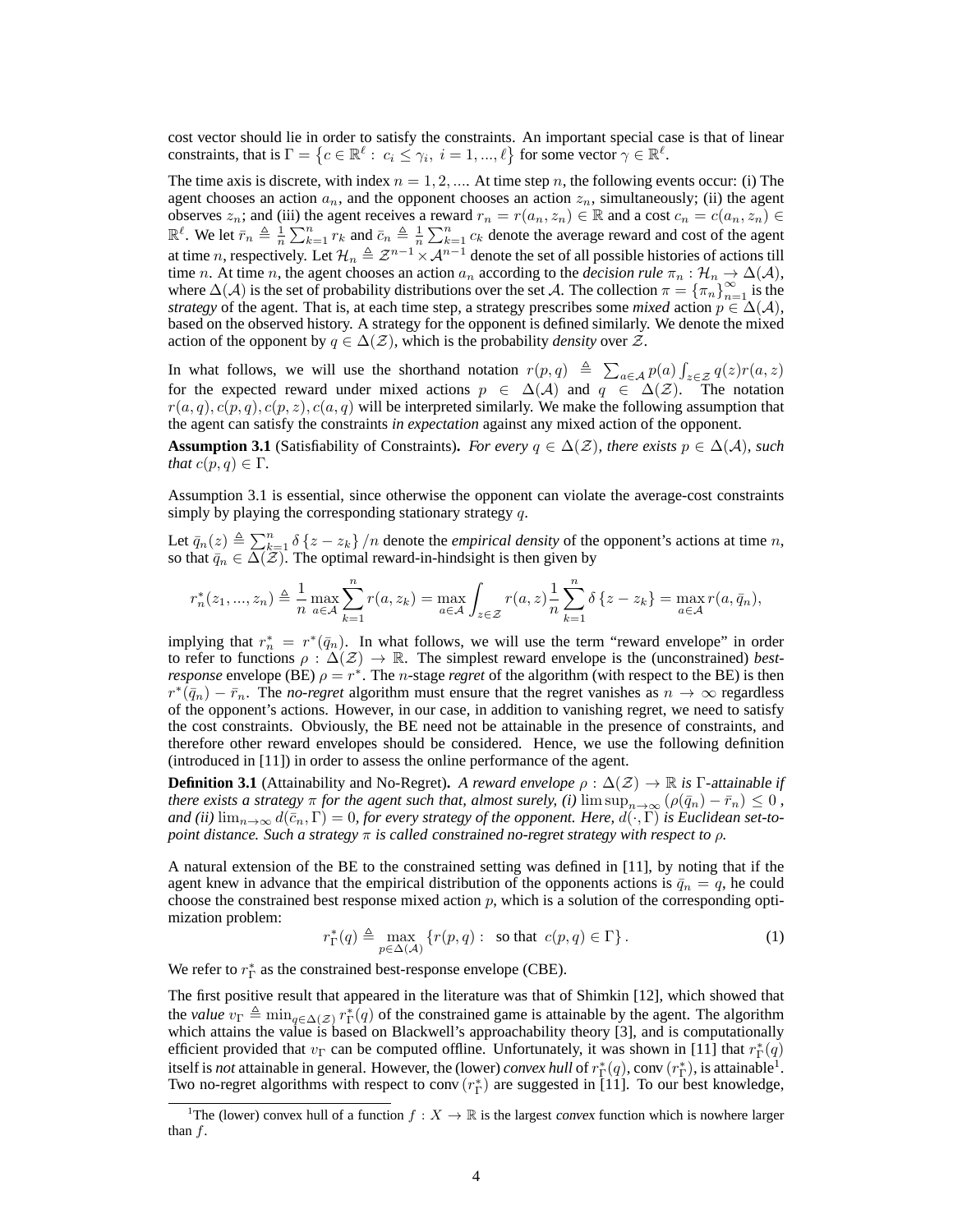cost vector should lie in order to satisfy the constraints. An important special case is that of linear constraints, that is $\Gamma = \{c \in \mathbb{R}^\ell : \; c_i \le \gamma_i, \; i = 1, ..., \ell\}$ for some vector $\gamma \in \mathbb{R}^\ell$.

The time axis is discrete, with index $n = 1, 2, ...$. At time step $n$, the following events occur: (i) The agent chooses an action $a_n$, and the opponent chooses an action $z_n$, simultaneously; (ii) the agent observes $z_n$; and (iii) the agent receives a reward $r_n = r(a_n, z_n) \in \mathbb{R}$ and a cost $c_n = c(a_n, z_n) \in \mathbb{R}^\ell$. We let $\bar{r}_n \triangleq \frac{1}{n}\sum_{k=1}^n r_k$ and $\bar{c}_n \triangleq \frac{1}{n}\sum_{k=1}^n c_k$ denote the average reward and cost of the agent at time $n$, respectively. Let $\mathcal{H}_n \triangleq \mathcal{Z}^{n-1} \times \mathcal{A}^{n-1}$ denote the set of all possible histories of actions till time $n$. At time $n$, the agent chooses an action $a_n$ according to the *decision rule* $\pi_n : \mathcal{H}_n \to \Delta(\mathcal{A})$, where $\Delta(\mathcal{A})$ is the set of probability distributions over the set $\mathcal{A}$. The collection $\pi = \{\pi_n\}_{n=1}^\infty$ is the *strategy* of the agent. That is, at each time step, a strategy prescribes some *mixed* action $p \in \Delta(\mathcal{A})$, based on the observed history. A strategy for the opponent is defined similarly. We denote the mixed action of the opponent by $q \in \Delta(\mathcal{Z})$, which is the probability *density* over $\mathcal{Z}$.

In what follows, we will use the shorthand notation $r(p, q) \triangleq \sum_{a \in \mathcal{A}} p(a) \int_{z \in \mathcal{Z}} q(z) r(a, z)$ for the expected reward under mixed actions $p \in \Delta(\mathcal{A})$ and $q \in \Delta(\mathcal{Z})$. The notation $r(a, q), c(p, q), c(p, z), c(a, q)$ will be interpreted similarly. We make the following assumption that the agent can satisfy the constraints *in expectation* against any mixed action of the opponent.

**Assumption 3.1** (Satisfiability of Constraints). *For every $q \in \Delta(\mathcal{Z})$, there exists $p \in \Delta(\mathcal{A})$, such that $c(p, q) \in \Gamma$.*

Assumption 3.1 is essential, since otherwise the opponent can violate the average-cost constraints simply by playing the corresponding stationary strategy $q$.

Let $\bar{q}_n(z) \triangleq \sum_{k=1}^n \delta\{z - z_k\}/n$ denote the *empirical density* of the opponent's actions at time $n$, so that $\bar{q}_n \in \Delta(\mathcal{Z})$. The optimal reward-in-hindsight is then given by

$$r_n^*(z_1, ..., z_n) \triangleq \frac{1}{n}\max_{a \in \mathcal{A}} \sum_{k=1}^n r(a, z_k) = \max_{a \in \mathcal{A}} \int_{z \in \mathcal{Z}} r(a, z) \frac{1}{n} \sum_{k=1}^n \delta\{z - z_k\} = \max_{a \in \mathcal{A}} r(a, \bar{q}_n),$$

implying that $r_n^* = r^*(\bar{q}_n)$. In what follows, we will use the term "reward envelope" in order to refer to functions $\rho : \Delta(\mathcal{Z}) \to \mathbb{R}$. The simplest reward envelope is the (unconstrained) *best-response* envelope (BE) $\rho = r^*$. The $n$-stage *regret* of the algorithm (with respect to the BE) is then $r^*(\bar{q}_n) - \bar{r}_n$. The *no-regret* algorithm must ensure that the regret vanishes as $n \to \infty$ regardless of the opponent's actions. However, in our case, in addition to vanishing regret, we need to satisfy the cost constraints. Obviously, the BE need not be attainable in the presence of constraints, and therefore other reward envelopes should be considered. Hence, we use the following definition (introduced in [11]) in order to assess the online performance of the agent.

**Definition 3.1** (Attainability and No-Regret). *A reward envelope $\rho : \Delta(\mathcal{Z}) \to \mathbb{R}$ is $\Gamma$-attainable if there exists a strategy $\pi$ for the agent such that, almost surely, (i) $\limsup_{n\to\infty} (\rho(\bar{q}_n) - \bar{r}_n) \le 0$ , and (ii) $\lim_{n\to\infty} d(\bar{c}_n, \Gamma) = 0$, for every strategy of the opponent. Here, $d(\cdot, \Gamma)$ is Euclidean set-to-point distance. Such a strategy $\pi$ is called constrained no-regret strategy with respect to $\rho$.*

A natural extension of the BE to the constrained setting was defined in [11], by noting that if the agent knew in advance that the empirical distribution of the opponents actions is $\bar{q}_n = q$, he could choose the constrained best response mixed action $p$, which is a solution of the corresponding optimization problem:

$$r_\Gamma^*(q) \triangleq \max_{p \in \Delta(\mathcal{A})} \{r(p, q) : \; \text{ so that } \; c(p, q) \in \Gamma\}. \tag{1}$$

We refer to $r_\Gamma^*$ as the constrained best-response envelope (CBE).

The first positive result that appeared in the literature was that of Shimkin [12], which showed that the *value* $v_\Gamma \triangleq \min_{q \in \Delta(\mathcal{Z})} r_\Gamma^*(q)$ of the constrained game is attainable by the agent. The algorithm which attains the value is based on Blackwell's approachability theory [3], and is computationally efficient provided that $v_\Gamma$ can be computed offline. Unfortunately, it was shown in [11] that $r_\Gamma^*(q)$ itself is *not* attainable in general. However, the (lower) *convex hull* of $r_\Gamma^*(q)$, conv $(r_\Gamma^*)$, is attainable[1]. Two no-regret algorithms with respect to conv $(r_\Gamma^*)$ are suggested in [11]. To our best knowledge,

[1] The (lower) convex hull of a function $f : X \to \mathbb{R}$ is the largest *convex* function which is nowhere larger than $f$.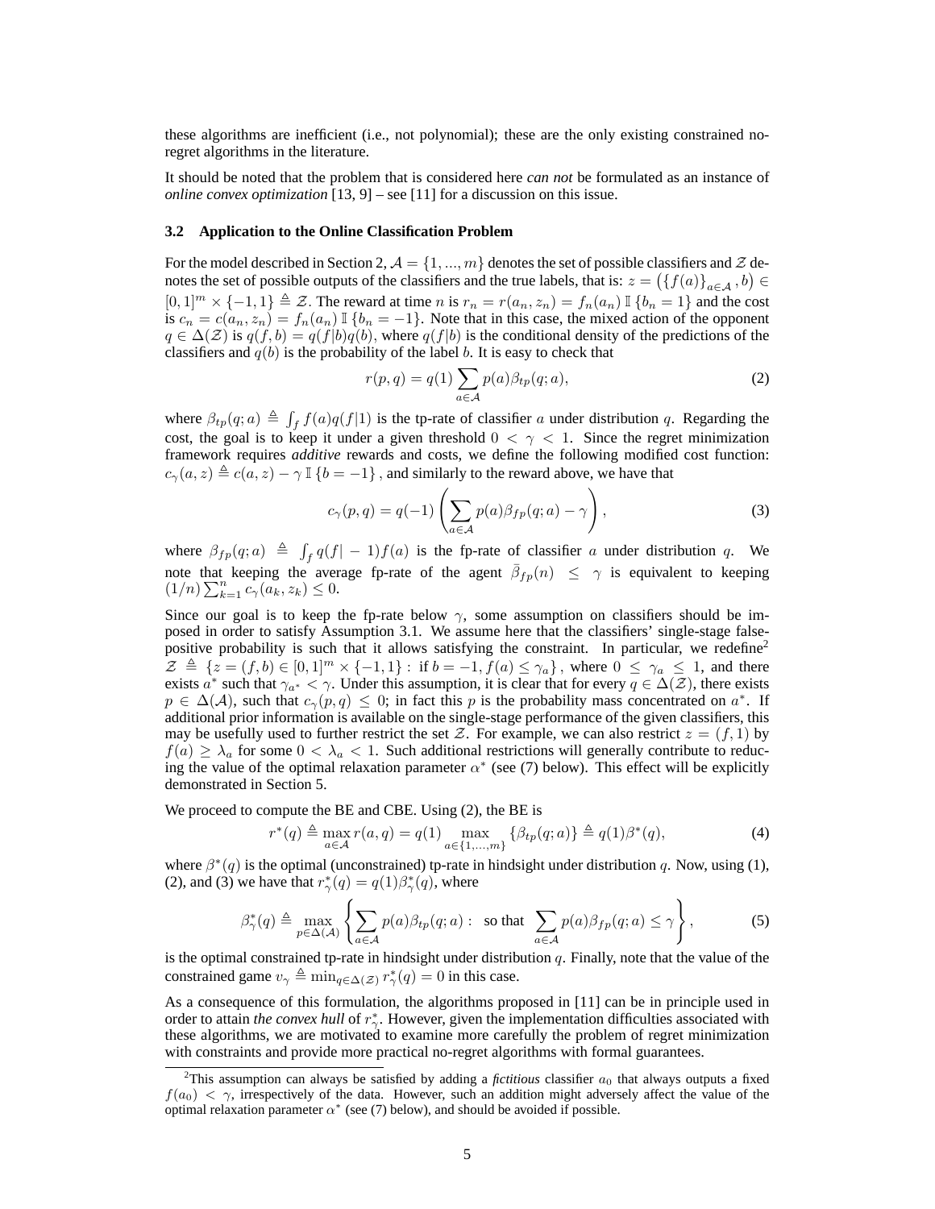these algorithms are inefficient (i.e., not polynomial); these are the only existing constrained no-regret algorithms in the literature.

It should be noted that the problem that is considered here *can not* be formulated as an instance of *online convex optimization* [13, 9] – see [11] for a discussion on this issue.

### 3.2 Application to the Online Classification Problem

For the model described in Section 2, $\mathcal{A} = \{1, ..., m\}$ denotes the set of possible classifiers and $\mathcal{Z}$ denotes the set of possible outputs of the classifiers and the true labels, that is: $z = \left(\{f(a)\}_{a\in\mathcal{A}}, b\right) \in [0,1]^m \times \{-1, 1\} \triangleq \mathcal{Z}$. The reward at time $n$ is $r_n = r(a_n, z_n) = f_n(a_n)\,\mathbb{I}\{b_n = 1\}$ and the cost is $c_n = c(a_n, z_n) = f_n(a_n)\,\mathbb{I}\{b_n = -1\}$. Note that in this case, the mixed action of the opponent $q \in \Delta(\mathcal{Z})$ is $q(f, b) = q(f|b)q(b)$, where $q(f|b)$ is the conditional density of the predictions of the classifiers and $q(b)$ is the probability of the label $b$. It is easy to check that

$$r(p, q) = q(1) \sum_{a\in\mathcal{A}} p(a)\beta_{tp}(q; a), \tag{2}$$

where $\beta_{tp}(q; a) \triangleq \int_f f(a)q(f|1)$ is the tp-rate of classifier $a$ under distribution $q$. Regarding the cost, the goal is to keep it under a given threshold $0 < \gamma < 1$. Since the regret minimization framework requires *additive* rewards and costs, we define the following modified cost function: $c_\gamma(a, z) \triangleq c(a, z) - \gamma\,\mathbb{I}\{b = -1\}$ , and similarly to the reward above, we have that

$$c_\gamma(p, q) = q(-1) \left( \sum_{a\in\mathcal{A}} p(a)\beta_{fp}(q; a) - \gamma \right), \tag{3}$$

where $\beta_{fp}(q; a) \triangleq \int_f q(f| - 1)f(a)$ is the fp-rate of classifier $a$ under distribution $q$. We note that keeping the average fp-rate of the agent $\bar{\beta}_{fp}(n) \leq \gamma$ is equivalent to keeping $(1/n)\sum_{k=1}^{n} c_\gamma(a_k, z_k) \leq 0$.

Since our goal is to keep the fp-rate below $\gamma$, some assumption on classifiers should be imposed in order to satisfy Assumption 3.1. We assume here that the classifiers' single-stage false-positive probability is such that it allows satisfying the constraint. In particular, we redefine[2] $\mathcal{Z} \triangleq \{z = (f, b) \in [0,1]^m \times \{-1, 1\} : \text{ if } b = -1, f(a) \leq \gamma_a\}$, where $0 \leq \gamma_a \leq 1$, and there exists $a^*$ such that $\gamma_{a^*} < \gamma$. Under this assumption, it is clear that for every $q \in \Delta(\mathcal{Z})$, there exists $p \in \Delta(\mathcal{A})$, such that $c_\gamma(p, q) \leq 0$; in fact this $p$ is the probability mass concentrated on $a^*$. If additional prior information is available on the single-stage performance of the given classifiers, this may be usefully used to further restrict the set $\mathcal{Z}$. For example, we can also restrict $z = (f, 1)$ by $f(a) \geq \lambda_a$ for some $0 < \lambda_a < 1$. Such additional restrictions will generally contribute to reducing the value of the optimal relaxation parameter $\alpha^*$ (see (7) below). This effect will be explicitly demonstrated in Section 5.

We proceed to compute the BE and CBE. Using (2), the BE is

$$r^*(q) \triangleq \max_{a\in\mathcal{A}} r(a, q) = q(1) \max_{a\in\{1,...,m\}} \{\beta_{tp}(q; a)\} \triangleq q(1)\beta^*(q), \tag{4}$$

where $\beta^*(q)$ is the optimal (unconstrained) tp-rate in hindsight under distribution $q$. Now, using (1), (2), and (3) we have that $r^*_\gamma(q) = q(1)\beta^*_\gamma(q)$, where

$$\beta^*_\gamma(q) \triangleq \max_{p\in\Delta(\mathcal{A})} \left\{ \sum_{a\in\mathcal{A}} p(a)\beta_{tp}(q; a) : \text{ so that } \sum_{a\in\mathcal{A}} p(a)\beta_{fp}(q; a) \leq \gamma \right\}, \tag{5}$$

is the optimal constrained tp-rate in hindsight under distribution $q$. Finally, note that the value of the constrained game $v_\gamma \triangleq \min_{q\in\Delta(\mathcal{Z})} r^*_\gamma(q) = 0$ in this case.

As a consequence of this formulation, the algorithms proposed in [11] can be in principle used in order to attain *the convex hull* of $r^*_\gamma$. However, given the implementation difficulties associated with these algorithms, we are motivated to examine more carefully the problem of regret minimization with constraints and provide more practical no-regret algorithms with formal guarantees.

---

[2] This assumption can always be satisfied by adding a *fictitious* classifier $a_0$ that always outputs a fixed $f(a_0) < \gamma$, irrespectively of the data. However, such an addition might adversely affect the value of the optimal relaxation parameter $\alpha^*$ (see (7) below), and should be avoided if possible.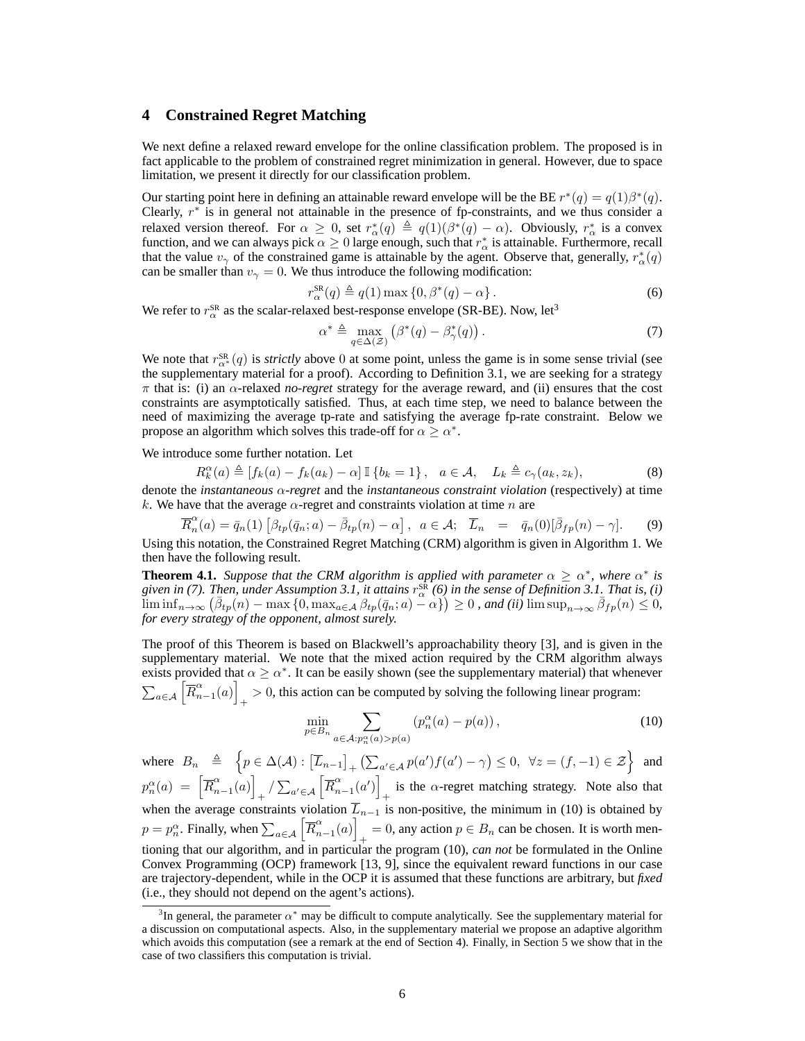## 4 Constrained Regret Matching

We next define a relaxed reward envelope for the online classification problem. The proposed is in fact applicable to the problem of constrained regret minimization in general. However, due to space limitation, we present it directly for our classification problem.

Our starting point here in defining an attainable reward envelope will be the BE $r^*(q) = q(1)\beta^*(q)$. Clearly, $r^*$ is in general not attainable in the presence of fp-constraints, and we thus consider a relaxed version thereof. For $\alpha \geq 0$, set $r^*_\alpha(q) \triangleq q(1)(\beta^*(q) - \alpha)$. Obviously, $r^*_\alpha$ is a convex function, and we can always pick $\alpha \geq 0$ large enough, such that $r^*_\alpha$ is attainable. Furthermore, recall that the value $v_\gamma$ of the constrained game is attainable by the agent. Observe that, generally, $r^*_\alpha(q)$ can be smaller than $v_\gamma = 0$. We thus introduce the following modification:

$$r^{\text{SR}}_\alpha(q) \triangleq q(1)\max\left\{0, \beta^*(q) - \alpha\right\}. \tag{6}$$

We refer to $r^{\text{SR}}_\alpha$ as the scalar-relaxed best-response envelope (SR-BE). Now, let[3]

$$\alpha^* \triangleq \max_{q \in \Delta(\mathcal{Z})} \left(\beta^*(q) - \beta^*_\gamma(q)\right). \tag{7}$$

We note that $r^{\text{SR}}_{\alpha^*}(q)$ is *strictly* above 0 at some point, unless the game is in some sense trivial (see the supplementary material for a proof). According to Definition 3.1, we are seeking for a strategy $\pi$ that is: (i) an $\alpha$-relaxed *no-regret* strategy for the average reward, and (ii) ensures that the cost constraints are asymptotically satisfied. Thus, at each time step, we need to balance between the need of maximizing the average tp-rate and satisfying the average fp-rate constraint. Below we propose an algorithm which solves this trade-off for $\alpha \geq \alpha^*$.

We introduce some further notation. Let

$$R^\alpha_k(a) \triangleq \left[f_k(a) - f_k(a_k) - \alpha\right]\mathbb{I}\left\{b_k = 1\right\}, \quad a \in \mathcal{A}, \quad L_k \triangleq c_\gamma(a_k, z_k), \tag{8}$$

denote the *instantaneous* $\alpha$*-regret* and the *instantaneous constraint violation* (respectively) at time $k$. We have that the average $\alpha$-regret and constraints violation at time $n$ are

$$\overline{R}^\alpha_n(a) = \bar{q}_n(1)\left[\beta_{tp}(\bar{q}_n; a) - \bar{\beta}_{tp}(n) - \alpha\right], \quad a \in \mathcal{A}; \quad \overline{L}_n \;\; = \;\; \bar{q}_n(0)[\bar{\beta}_{fp}(n) - \gamma]. \tag{9}$$

Using this notation, the Constrained Regret Matching (CRM) algorithm is given in Algorithm 1. We then have the following result.

**Theorem 4.1.** *Suppose that the CRM algorithm is applied with parameter $\alpha \geq \alpha^*$, where $\alpha^*$ is given in (7). Then, under Assumption 3.1, it attains $r^{\text{SR}}_\alpha$ (6) in the sense of Definition 3.1. That is, (i) $\liminf_{n\to\infty}\left(\bar{\beta}_{tp}(n) - \max\left\{0, \max_{a\in\mathcal{A}}\beta_{tp}(\bar{q}_n; a) - \alpha\right\}\right) \geq 0$ , and (ii) $\limsup_{n\to\infty}\bar{\beta}_{fp}(n) \leq 0$, for every strategy of the opponent, almost surely.*

The proof of this Theorem is based on Blackwell's approachability theory [3], and is given in the supplementary material. We note that the mixed action required by the CRM algorithm always exists provided that $\alpha \geq \alpha^*$. It can be easily shown (see the supplementary material) that whenever $\sum_{a\in\mathcal{A}}\left[\overline{R}^\alpha_{n-1}(a)\right]_+ > 0$, this action can be computed by solving the following linear program:

$$\min_{p \in B_n} \sum_{a \in \mathcal{A}: p^\alpha_n(a) > p(a)} \left(p^\alpha_n(a) - p(a)\right), \tag{10}$$

where $B_n \triangleq \left\{p \in \Delta(\mathcal{A}) : \left[\overline{L}_{n-1}\right]_+ \left(\sum_{a'\in\mathcal{A}} p(a') f(a') - \gamma\right) \leq 0, \;\; \forall z = (f, -1) \in \mathcal{Z}\right\}$ and $p^\alpha_n(a) = \left[\overline{R}^\alpha_{n-1}(a)\right]_+ / \sum_{a'\in\mathcal{A}}\left[\overline{R}^\alpha_{n-1}(a')\right]_+$ is the $\alpha$-regret matching strategy. Note also that when the average constraints violation $\overline{L}_{n-1}$ is non-positive, the minimum in (10) is obtained by $p = p^\alpha_n$. Finally, when $\sum_{a\in\mathcal{A}}\left[\overline{R}^\alpha_{n-1}(a)\right]_+ = 0$, any action $p \in B_n$ can be chosen. It is worth mentioning that our algorithm, and in particular the program (10), *can not* be formulated in the Online Convex Programming (OCP) framework [13, 9], since the equivalent reward functions in our case are trajectory-dependent, while in the OCP it is assumed that these functions are arbitrary, but *fixed* (i.e., they should not depend on the agent's actions).

---

[3] In general, the parameter $\alpha^*$ may be difficult to compute analytically. See the supplementary material for a discussion on computational aspects. Also, in the supplementary material we propose an adaptive algorithm which avoids this computation (see a remark at the end of Section 4). Finally, in Section 5 we show that in the case of two classifiers this computation is trivial.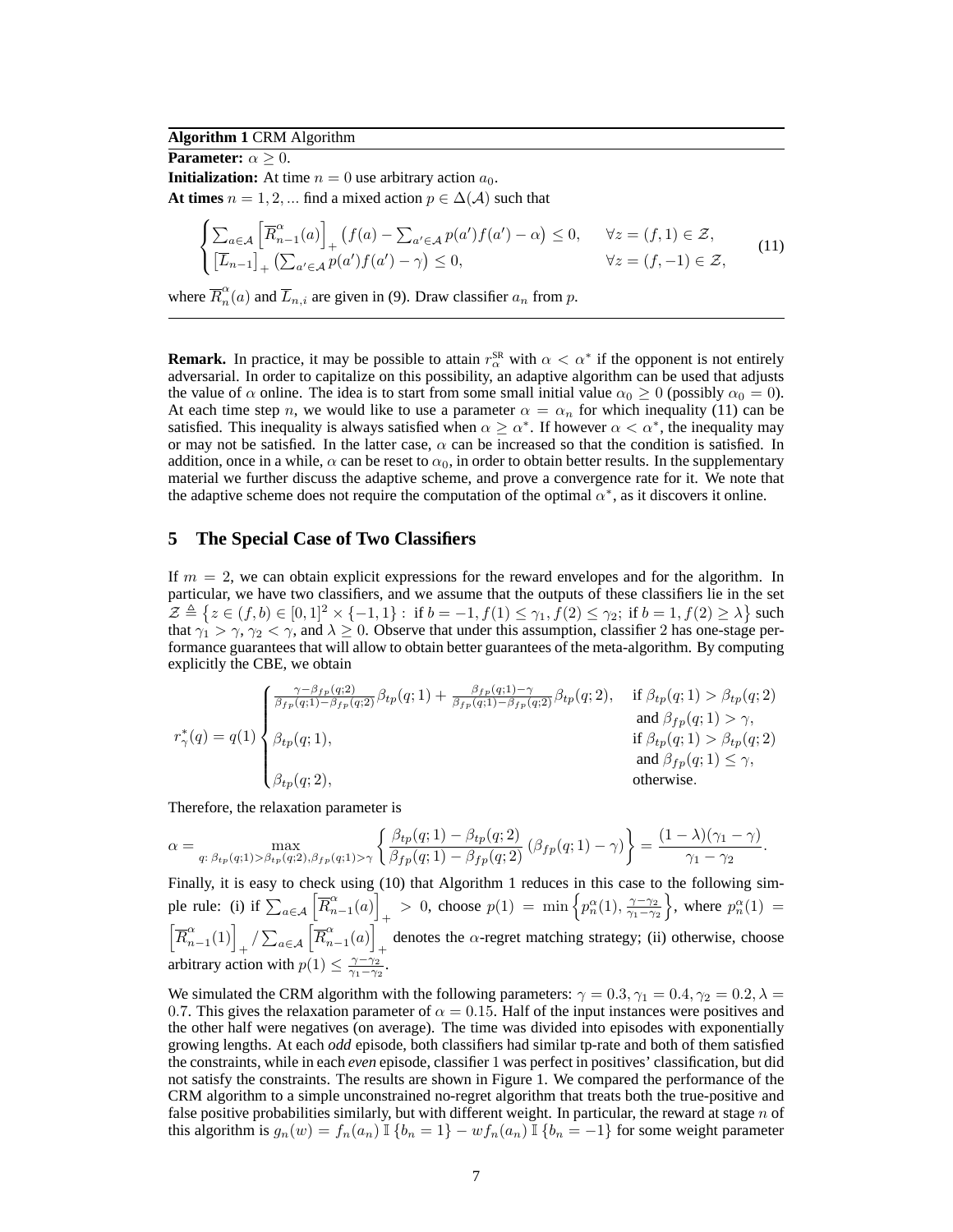---

**Algorithm 1** CRM Algorithm

---

**Parameter:** $\alpha \geq 0$.

**Initialization:** At time $n = 0$ use arbitrary action $a_0$.

**At times** $n = 1, 2, ...$ find a mixed action $p \in \Delta(\mathcal{A})$ such that

$$
\begin{cases}
\sum_{a \in \mathcal{A}} \left[\overline{R}^{\alpha}_{n-1}(a)\right]_+ \left(f(a) - \sum_{a' \in \mathcal{A}} p(a')f(a') - \alpha\right) \leq 0, & \forall z = (f, 1) \in \mathcal{Z}, \\
\left[\overline{L}_{n-1}\right]_+ \left(\sum_{a' \in \mathcal{A}} p(a')f(a') - \gamma\right) \leq 0, & \forall z = (f, -1) \in \mathcal{Z},
\end{cases}
\tag{11}
$$

where $\overline{R}^{\alpha}_n(a)$ and $\overline{L}_{n,i}$ are given in (9). Draw classifier $a_n$ from $p$.

---

**Remark.** In practice, it may be possible to attain $r^{\text{SR}}_{\alpha}$ with $\alpha < \alpha^*$ if the opponent is not entirely adversarial. In order to capitalize on this possibility, an adaptive algorithm can be used that adjusts the value of $\alpha$ online. The idea is to start from some small initial value $\alpha_0 \geq 0$ (possibly $\alpha_0 = 0$). At each time step $n$, we would like to use a parameter $\alpha = \alpha_n$ for which inequality (11) can be satisfied. This inequality is always satisfied when $\alpha \geq \alpha^*$. If however $\alpha < \alpha^*$, the inequality may or may not be satisfied. In the latter case, $\alpha$ can be increased so that the condition is satisfied. In addition, once in a while, $\alpha$ can be reset to $\alpha_0$, in order to obtain better results. In the supplementary material we further discuss the adaptive scheme, and prove a convergence rate for it. We note that the adaptive scheme does not require the computation of the optimal $\alpha^*$, as it discovers it online.

## 5 The Special Case of Two Classifiers

If $m = 2$, we can obtain explicit expressions for the reward envelopes and for the algorithm. In particular, we have two classifiers, and we assume that the outputs of these classifiers lie in the set $\mathcal{Z} \triangleq \left\{z \in (f, b) \in [0, 1]^2 \times \{-1, 1\} : \text{ if } b = -1, f(1) \leq \gamma_1, f(2) \leq \gamma_2; \text{ if } b = 1, f(2) \geq \lambda\right\}$ such that $\gamma_1 > \gamma$, $\gamma_2 < \gamma$, and $\lambda \geq 0$. Observe that under this assumption, classifier 2 has one-stage performance guarantees that will allow to obtain better guarantees of the meta-algorithm. By computing explicitly the CBE, we obtain

$$
r^*_{\gamma}(q) = q(1)
\begin{cases}
\frac{\gamma - \beta_{fp}(q;2)}{\beta_{fp}(q;1) - \beta_{fp}(q;2)} \beta_{tp}(q;1) + \frac{\beta_{fp}(q;1) - \gamma}{\beta_{fp}(q;1) - \beta_{fp}(q;2)} \beta_{tp}(q;2), & \text{if } \beta_{tp}(q;1) > \beta_{tp}(q;2) \\
& \text{ and } \beta_{fp}(q;1) > \gamma, \\
\beta_{tp}(q;1), & \text{if } \beta_{tp}(q;1) > \beta_{tp}(q;2) \\
& \text{ and } \beta_{fp}(q;1) \leq \gamma, \\
\beta_{tp}(q;2), & \text{otherwise}.
\end{cases}
$$

Therefore, the relaxation parameter is

$$
\alpha = \max_{q:\, \beta_{tp}(q;1) > \beta_{tp}(q;2), \beta_{fp}(q;1) > \gamma} \left\{ \frac{\beta_{tp}(q;1) - \beta_{tp}(q;2)}{\beta_{fp}(q;1) - \beta_{fp}(q;2)} \left(\beta_{fp}(q;1) - \gamma\right) \right\} = \frac{(1 - \lambda)(\gamma_1 - \gamma)}{\gamma_1 - \gamma_2}.
$$

Finally, it is easy to check using (10) that Algorithm 1 reduces in this case to the following simple rule: (i) if $\sum_{a \in \mathcal{A}} \left[\overline{R}^{\alpha}_{n-1}(a)\right]_+ > 0$, choose $p(1) = \min\left\{p^{\alpha}_n(1), \frac{\gamma - \gamma_2}{\gamma_1 - \gamma_2}\right\}$, where $p^{\alpha}_n(1) = \left[\overline{R}^{\alpha}_{n-1}(1)\right]_+ / \sum_{a \in \mathcal{A}} \left[\overline{R}^{\alpha}_{n-1}(a)\right]_+$ denotes the $\alpha$-regret matching strategy; (ii) otherwise, choose arbitrary action with $p(1) \leq \frac{\gamma - \gamma_2}{\gamma_1 - \gamma_2}$.

We simulated the CRM algorithm with the following parameters: $\gamma = 0.3, \gamma_1 = 0.4, \gamma_2 = 0.2, \lambda = 0.7$. This gives the relaxation parameter of $\alpha = 0.15$. Half of the input instances were positives and the other half were negatives (on average). The time was divided into episodes with exponentially growing lengths. At each *odd* episode, both classifiers had similar tp-rate and both of them satisfied the constraints, while in each *even* episode, classifier 1 was perfect in positives' classification, but did not satisfy the constraints. The results are shown in Figure 1. We compared the performance of the CRM algorithm to a simple unconstrained no-regret algorithm that treats both the true-positive and false positive probabilities similarly, but with different weight. In particular, the reward at stage $n$ of this algorithm is $g_n(w) = f_n(a_n)\,\mathbb{I}\{b_n = 1\} - w f_n(a_n)\,\mathbb{I}\{b_n = -1\}$ for some weight parameter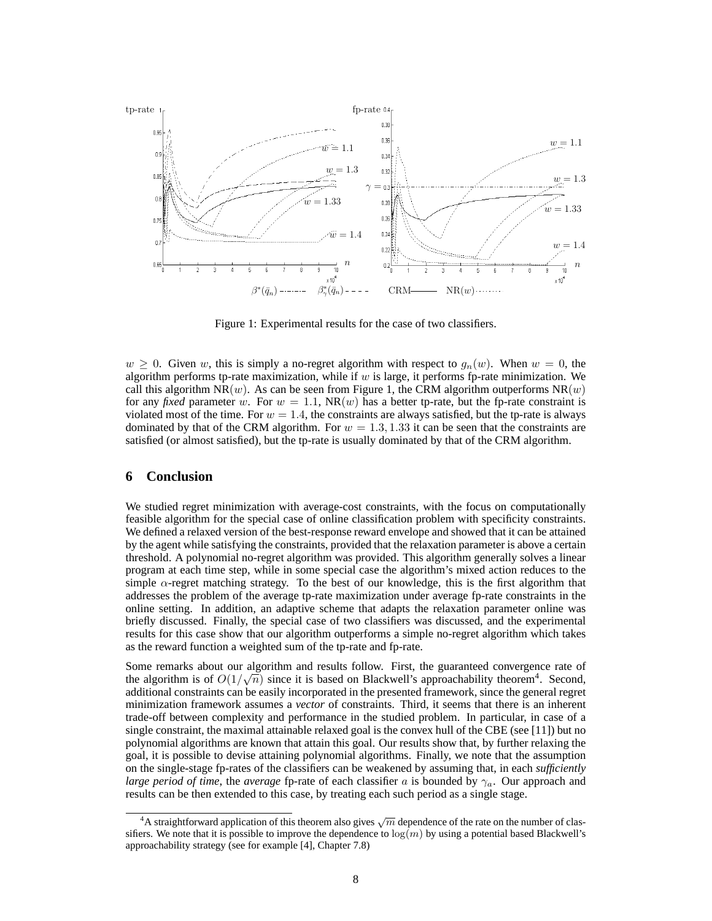Figure 1: Experimental results for the case of two classifiers.

$w \geq 0$. Given $w$, this is simply a no-regret algorithm with respect to $g_n(w)$. When $w = 0$, the algorithm performs tp-rate maximization, while if $w$ is large, it performs fp-rate minimization. We call this algorithm NR($w$). As can be seen from Figure 1, the CRM algorithm outperforms NR($w$) for any *fixed* parameter $w$. For $w = 1.1$, NR($w$) has a better tp-rate, but the fp-rate constraint is violated most of the time. For $w = 1.4$, the constraints are always satisfied, but the tp-rate is always dominated by that of the CRM algorithm. For $w = 1.3, 1.33$ it can be seen that the constraints are satisfied (or almost satisfied), but the tp-rate is usually dominated by that of the CRM algorithm.

## 6 Conclusion

We studied regret minimization with average-cost constraints, with the focus on computationally feasible algorithm for the special case of online classification problem with specificity constraints. We defined a relaxed version of the best-response reward envelope and showed that it can be attained by the agent while satisfying the constraints, provided that the relaxation parameter is above a certain threshold. A polynomial no-regret algorithm was provided. This algorithm generally solves a linear program at each time step, while in some special case the algorithm's mixed action reduces to the simple $\alpha$-regret matching strategy. To the best of our knowledge, this is the first algorithm that addresses the problem of the average tp-rate maximization under average fp-rate constraints in the online setting. In addition, an adaptive scheme that adapts the relaxation parameter online was briefly discussed. Finally, the special case of two classifiers was discussed, and the experimental results for this case show that our algorithm outperforms a simple no-regret algorithm which takes as the reward function a weighted sum of the tp-rate and fp-rate.

Some remarks about our algorithm and results follow. First, the guaranteed convergence rate of the algorithm is of $O(1/\sqrt{n})$ since it is based on Blackwell's approachability theorem[4]. Second, additional constraints can be easily incorporated in the presented framework, since the general regret minimization framework assumes a *vector* of constraints. Third, it seems that there is an inherent trade-off between complexity and performance in the studied problem. In particular, in case of a single constraint, the maximal attainable relaxed goal is the convex hull of the CBE (see [11]) but no polynomial algorithms are known that attain this goal. Our results show that, by further relaxing the goal, it is possible to devise attaining polynomial algorithms. Finally, we note that the assumption on the single-stage fp-rates of the classifiers can be weakened by assuming that, in each *sufficiently large period of time*, the *average* fp-rate of each classifier $a$ is bounded by $\gamma_a$. Our approach and results can be then extended to this case, by treating each such period as a single stage.

[4] A straightforward application of this theorem also gives $\sqrt{m}$ dependence of the rate on the number of classifiers. We note that it is possible to improve the dependence to $\log(m)$ by using a potential based Blackwell's approachability strategy (see for example [4], Chapter 7.8)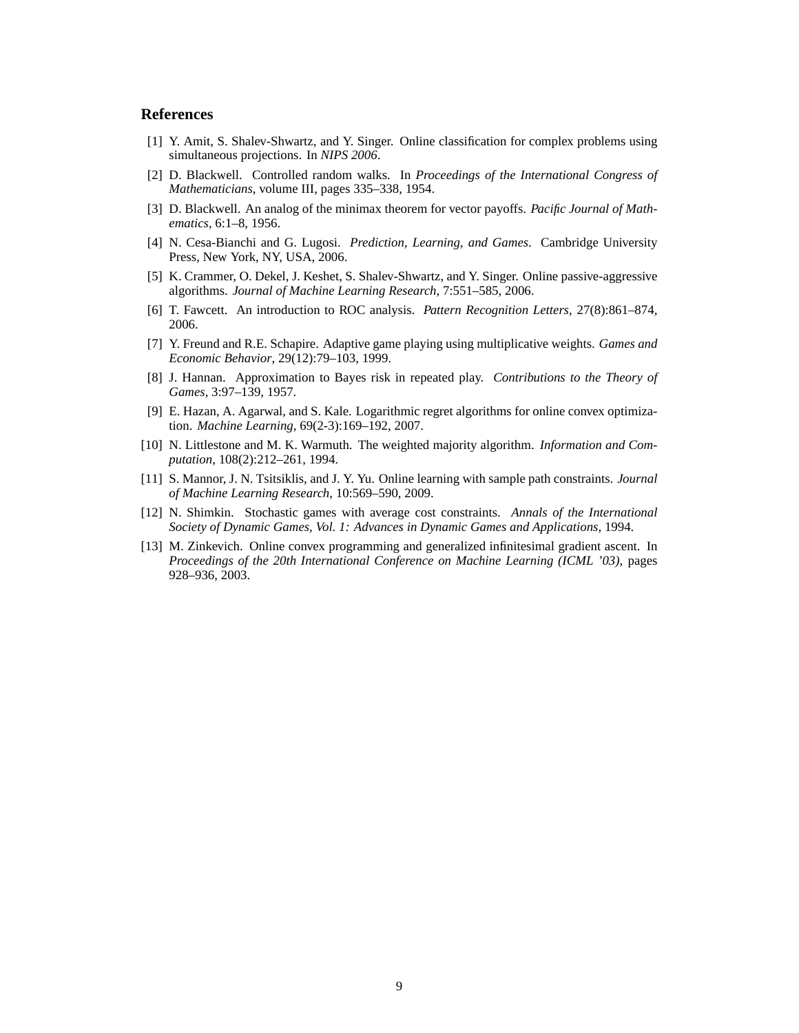## References

[1] Y. Amit, S. Shalev-Shwartz, and Y. Singer. Online classification for complex problems using simultaneous projections. In *NIPS 2006*.

[2] D. Blackwell. Controlled random walks. In *Proceedings of the International Congress of Mathematicians*, volume III, pages 335–338, 1954.

[3] D. Blackwell. An analog of the minimax theorem for vector payoffs. *Pacific Journal of Mathematics*, 6:1–8, 1956.

[4] N. Cesa-Bianchi and G. Lugosi. *Prediction, Learning, and Games*. Cambridge University Press, New York, NY, USA, 2006.

[5] K. Crammer, O. Dekel, J. Keshet, S. Shalev-Shwartz, and Y. Singer. Online passive-aggressive algorithms. *Journal of Machine Learning Research*, 7:551–585, 2006.

[6] T. Fawcett. An introduction to ROC analysis. *Pattern Recognition Letters*, 27(8):861–874, 2006.

[7] Y. Freund and R.E. Schapire. Adaptive game playing using multiplicative weights. *Games and Economic Behavior*, 29(12):79–103, 1999.

[8] J. Hannan. Approximation to Bayes risk in repeated play. *Contributions to the Theory of Games*, 3:97–139, 1957.

[9] E. Hazan, A. Agarwal, and S. Kale. Logarithmic regret algorithms for online convex optimization. *Machine Learning*, 69(2-3):169–192, 2007.

[10] N. Littlestone and M. K. Warmuth. The weighted majority algorithm. *Information and Computation*, 108(2):212–261, 1994.

[11] S. Mannor, J. N. Tsitsiklis, and J. Y. Yu. Online learning with sample path constraints. *Journal of Machine Learning Research*, 10:569–590, 2009.

[12] N. Shimkin. Stochastic games with average cost constraints. *Annals of the International Society of Dynamic Games, Vol. 1: Advances in Dynamic Games and Applications*, 1994.

[13] M. Zinkevich. Online convex programming and generalized infinitesimal gradient ascent. In *Proceedings of the 20th International Conference on Machine Learning (ICML '03)*, pages 928–936, 2003.